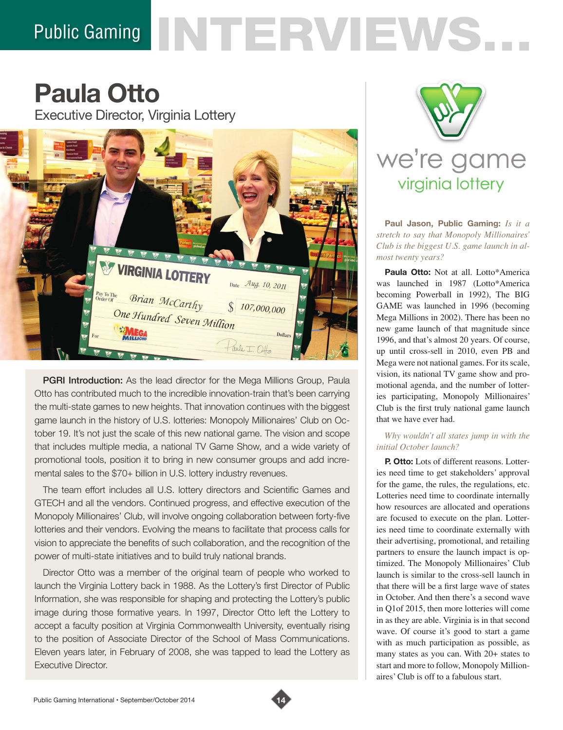# Public Gaming INTERVIEWS...

## Paula Otto

### Executive Director, Virginia Lottery

**PGRI Introduction:** As the lead director for the Mega Millions Group, Paula Otto has contributed much to the incredible innovation-train that's been carrying the multi-state games to new heights. That innovation continues with the biggest game launch in the history of U.S. lotteries: Monopoly Millionaires' Club on October 19. It's not just the scale of this new national game. The vision and scope that includes multiple media, a national TV Game Show, and a wide variety of promotional tools, position it to bring in new consumer groups and add incremental sales to the $70+ billion in U.S. lottery industry revenues.

The team effort includes all U.S. lottery directors and Scientific Games and GTECH and all the vendors. Continued progress, and effective execution of the Monopoly Millionaires' Club, will involve ongoing collaboration between forty-five lotteries and their vendors. Evolving the means to facilitate that process calls for vision to appreciate the benefits of such collaboration, and the recognition of the power of multi-state initiatives and to build truly national brands.

Director Otto was a member of the original team of people who worked to launch the Virginia Lottery back in 1988. As the Lottery's first Director of Public Information, she was responsible for shaping and protecting the Lottery's public image during those formative years. In 1997, Director Otto left the Lottery to accept a faculty position at Virginia Commonwealth University, eventually rising to the position of Associate Director of the School of Mass Communications. Eleven years later, in February of 2008, she was tapped to lead the Lottery as Executive Director.

we're game
virginia lottery

**Paul Jason, Public Gaming:** *Is it a stretch to say that Monopoly Millionaires' Club is the biggest U.S. game launch in almost twenty years?*

**Paula Otto:** Not at all. Lotto*America was launched in 1987 (Lotto*America becoming Powerball in 1992), The BIG GAME was launched in 1996 (becoming Mega Millions in 2002). There has been no new game launch of that magnitude since 1996, and that's almost 20 years. Of course, up until cross-sell in 2010, even PB and Mega were not national games. For its scale, vision, its national TV game show and promotional agenda, and the number of lotteries participating, Monopoly Millionaires' Club is the first truly national game launch that we have ever had.

*Why wouldn't all states jump in with the initial October launch?*

**P. Otto:** Lots of different reasons. Lotteries need time to get stakeholders' approval for the game, the rules, the regulations, etc. Lotteries need time to coordinate internally how resources are allocated and operations are focused to execute on the plan. Lotteries need time to coordinate externally with their advertising, promotional, and retailing partners to ensure the launch impact is optimized. The Monopoly Millionaires' Club launch is similar to the cross-sell launch in that there will be a first large wave of states in October. And then there's a second wave in Q1of 2015, then more lotteries will come in as they are able. Virginia is in that second wave. Of course it's good to start a game with as much participation as possible, as many states as you can. With 20+ states to start and more to follow, Monopoly Millionaires' Club is off to a fabulous start.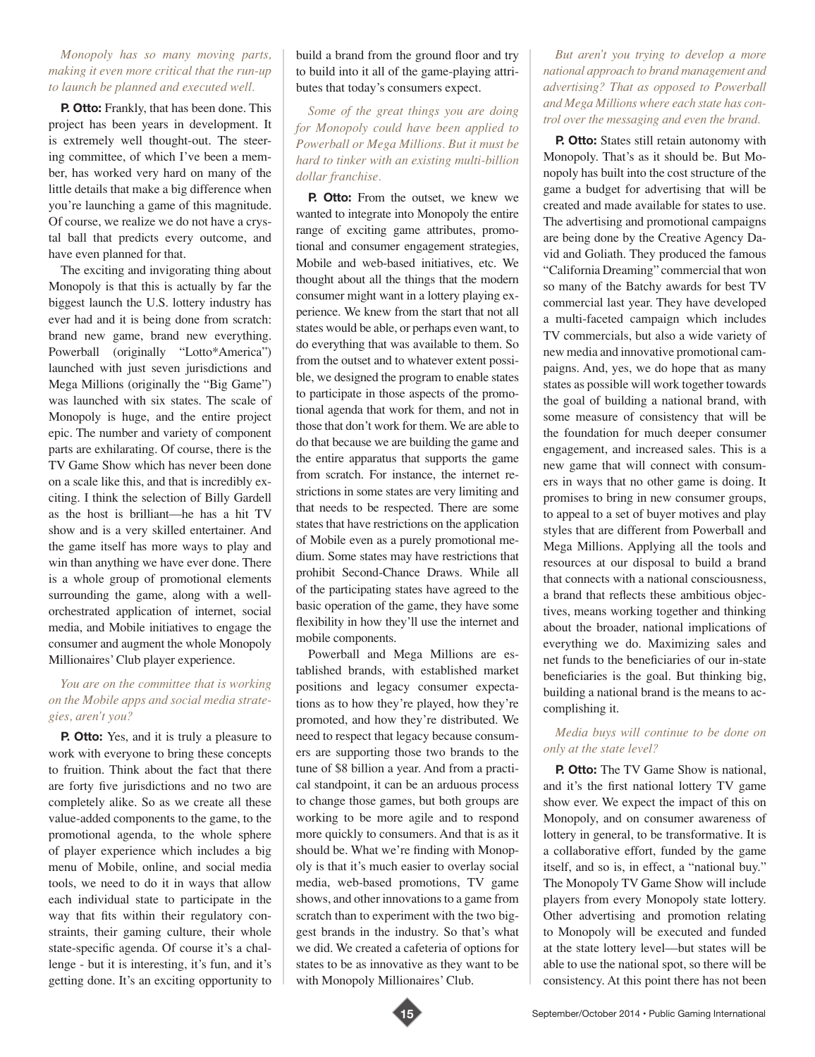*Monopoly has so many moving parts, making it even more critical that the run-up to launch be planned and executed well.*

**P. Otto:** Frankly, that has been done. This project has been years in development. It is extremely well thought-out. The steering committee, of which I've been a member, has worked very hard on many of the little details that make a big difference when you're launching a game of this magnitude. Of course, we realize we do not have a crystal ball that predicts every outcome, and have even planned for that.

The exciting and invigorating thing about Monopoly is that this is actually by far the biggest launch the U.S. lottery industry has ever had and it is being done from scratch: brand new game, brand new everything. Powerball (originally "Lotto*America") launched with just seven jurisdictions and Mega Millions (originally the "Big Game") was launched with six states. The scale of Monopoly is huge, and the entire project epic. The number and variety of component parts are exhilarating. Of course, there is the TV Game Show which has never been done on a scale like this, and that is incredibly exciting. I think the selection of Billy Gardell as the host is brilliant—he has a hit TV show and is a very skilled entertainer. And the game itself has more ways to play and win than anything we have ever done. There is a whole group of promotional elements surrounding the game, along with a well-orchestrated application of internet, social media, and Mobile initiatives to engage the consumer and augment the whole Monopoly Millionaires' Club player experience.

*You are on the committee that is working on the Mobile apps and social media strategies, aren't you?*

**P. Otto:** Yes, and it is truly a pleasure to work with everyone to bring these concepts to fruition. Think about the fact that there are forty five jurisdictions and no two are completely alike. So as we create all these value-added components to the game, to the promotional agenda, to the whole sphere of player experience which includes a big menu of Mobile, online, and social media tools, we need to do it in ways that allow each individual state to participate in the way that fits within their regulatory constraints, their gaming culture, their whole state-specific agenda. Of course it's a challenge - but it is interesting, it's fun, and it's getting done. It's an exciting opportunity to build a brand from the ground floor and try to build into it all of the game-playing attributes that today's consumers expect.

*Some of the great things you are doing for Monopoly could have been applied to Powerball or Mega Millions. But it must be hard to tinker with an existing multi-billion dollar franchise.*

**P. Otto:** From the outset, we knew we wanted to integrate into Monopoly the entire range of exciting game attributes, promotional and consumer engagement strategies, Mobile and web-based initiatives, etc. We thought about all the things that the modern consumer might want in a lottery playing experience. We knew from the start that not all states would be able, or perhaps even want, to do everything that was available to them. So from the outset and to whatever extent possible, we designed the program to enable states to participate in those aspects of the promotional agenda that work for them, and not in those that don't work for them. We are able to do that because we are building the game and the entire apparatus that supports the game from scratch. For instance, the internet restrictions in some states are very limiting and that needs to be respected. There are some states that have restrictions on the application of Mobile even as a purely promotional medium. Some states may have restrictions that prohibit Second-Chance Draws. While all of the participating states have agreed to the basic operation of the game, they have some flexibility in how they'll use the internet and mobile components.

Powerball and Mega Millions are established brands, with established market positions and legacy consumer expectations as to how they're played, how they're promoted, and how they're distributed. We need to respect that legacy because consumers are supporting those two brands to the tune of $8 billion a year. And from a practical standpoint, it can be an arduous process to change those games, but both groups are working to be more agile and to respond more quickly to consumers. And that is as it should be. What we're finding with Monopoly is that it's much easier to overlay social media, web-based promotions, TV game shows, and other innovations to a game from scratch than to experiment with the two biggest brands in the industry. So that's what we did. We created a cafeteria of options for states to be as innovative as they want to be with Monopoly Millionaires' Club.

*But aren't you trying to develop a more national approach to brand management and advertising? That as opposed to Powerball and Mega Millions where each state has control over the messaging and even the brand.*

**P. Otto:** States still retain autonomy with Monopoly. That's as it should be. But Monopoly has built into the cost structure of the game a budget for advertising that will be created and made available for states to use. The advertising and promotional campaigns are being done by the Creative Agency David and Goliath. They produced the famous "California Dreaming" commercial that won so many of the Batchy awards for best TV commercial last year. They have developed a multi-faceted campaign which includes TV commercials, but also a wide variety of new media and innovative promotional campaigns. And, yes, we do hope that as many states as possible will work together towards the goal of building a national brand, with some measure of consistency that will be the foundation for much deeper consumer engagement, and increased sales. This is a new game that will connect with consumers in ways that no other game is doing. It promises to bring in new consumer groups, to appeal to a set of buyer motives and play styles that are different from Powerball and Mega Millions. Applying all the tools and resources at our disposal to build a brand that connects with a national consciousness, a brand that reflects these ambitious objectives, means working together and thinking about the broader, national implications of everything we do. Maximizing sales and net funds to the beneficiaries of our in-state beneficiaries is the goal. But thinking big, building a national brand is the means to accomplishing it.

*Media buys will continue to be done on only at the state level?*

**P. Otto:** The TV Game Show is national, and it's the first national lottery TV game show ever. We expect the impact of this on Monopoly, and on consumer awareness of lottery in general, to be transformative. It is a collaborative effort, funded by the game itself, and so is, in effect, a "national buy." The Monopoly TV Game Show will include players from every Monopoly state lottery. Other advertising and promotion relating to Monopoly will be executed and funded at the state lottery level—but states will be able to use the national spot, so there will be consistency. At this point there has not been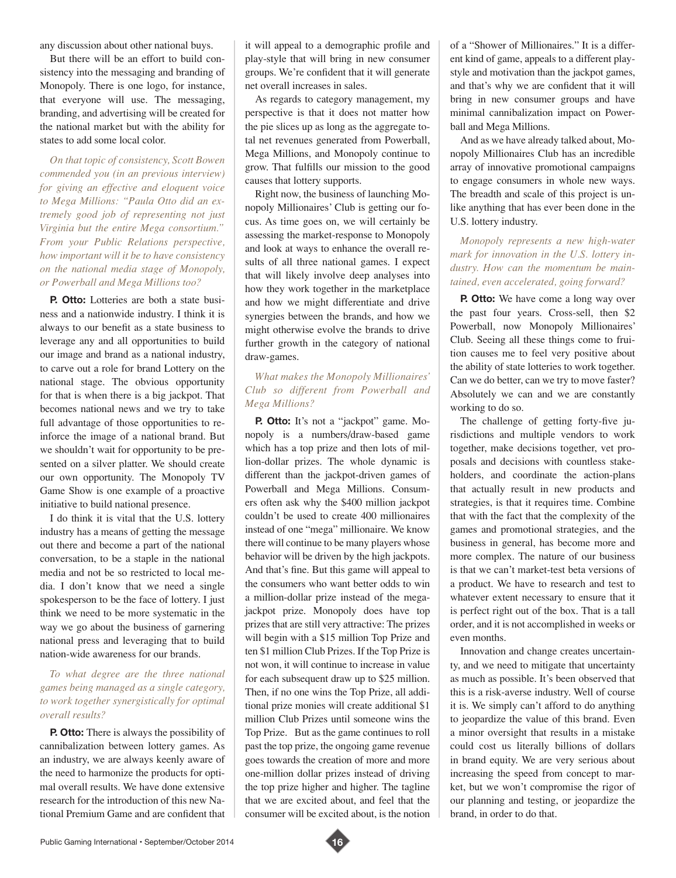any discussion about other national buys.

But there will be an effort to build consistency into the messaging and branding of Monopoly. There is one logo, for instance, that everyone will use. The messaging, branding, and advertising will be created for the national market but with the ability for states to add some local color.

*On that topic of consistency, Scott Bowen commended you (in an previous interview) for giving an effective and eloquent voice to Mega Millions: "Paula Otto did an extremely good job of representing not just Virginia but the entire Mega consortium." From your Public Relations perspective, how important will it be to have consistency on the national media stage of Monopoly, or Powerball and Mega Millions too?*

**P. Otto:** Lotteries are both a state business and a nationwide industry. I think it is always to our benefit as a state business to leverage any and all opportunities to build our image and brand as a national industry, to carve out a role for brand Lottery on the national stage. The obvious opportunity for that is when there is a big jackpot. That becomes national news and we try to take full advantage of those opportunities to reinforce the image of a national brand. But we shouldn't wait for opportunity to be presented on a silver platter. We should create our own opportunity. The Monopoly TV Game Show is one example of a proactive initiative to build national presence.

I do think it is vital that the U.S. lottery industry has a means of getting the message out there and become a part of the national conversation, to be a staple in the national media and not be so restricted to local media. I don't know that we need a single spokesperson to be the face of lottery. I just think we need to be more systematic in the way we go about the business of garnering national press and leveraging that to build nation-wide awareness for our brands.

*To what degree are the three national games being managed as a single category, to work together synergistically for optimal overall results?*

**P. Otto:** There is always the possibility of cannibalization between lottery games. As an industry, we are always keenly aware of the need to harmonize the products for optimal overall results. We have done extensive research for the introduction of this new National Premium Game and are confident that it will appeal to a demographic profile and play-style that will bring in new consumer groups. We're confident that it will generate net overall increases in sales.

As regards to category management, my perspective is that it does not matter how the pie slices up as long as the aggregate total net revenues generated from Powerball, Mega Millions, and Monopoly continue to grow. That fulfills our mission to the good causes that lottery supports.

Right now, the business of launching Monopoly Millionaires' Club is getting our focus. As time goes on, we will certainly be assessing the market-response to Monopoly and look at ways to enhance the overall results of all three national games. I expect that will likely involve deep analyses into how they work together in the marketplace and how we might differentiate and drive synergies between the brands, and how we might otherwise evolve the brands to drive further growth in the category of national draw-games.

*What makes the Monopoly Millionaires' Club so different from Powerball and Mega Millions?*

**P. Otto:** It's not a "jackpot" game. Monopoly is a numbers/draw-based game which has a top prize and then lots of million-dollar prizes. The whole dynamic is different than the jackpot-driven games of Powerball and Mega Millions. Consumers often ask why the $400 million jackpot couldn't be used to create 400 millionaires instead of one "mega" millionaire. We know there will continue to be many players whose behavior will be driven by the high jackpots. And that's fine. But this game will appeal to the consumers who want better odds to win a million-dollar prize instead of the mega-jackpot prize. Monopoly does have top prizes that are still very attractive: The prizes will begin with a $15 million Top Prize and ten $1 million Club Prizes. If the Top Prize is not won, it will continue to increase in value for each subsequent draw up to $25 million. Then, if no one wins the Top Prize, all additional prize monies will create additional $1 million Club Prizes until someone wins the Top Prize. But as the game continues to roll past the top prize, the ongoing game revenue goes towards the creation of more and more one-million dollar prizes instead of driving the top prize higher and higher. The tagline that we are excited about, and feel that the consumer will be excited about, is the notion of a "Shower of Millionaires." It is a different kind of game, appeals to a different play-style and motivation than the jackpot games, and that's why we are confident that it will bring in new consumer groups and have minimal cannibalization impact on Powerball and Mega Millions.

And as we have already talked about, Monopoly Millionaires Club has an incredible array of innovative promotional campaigns to engage consumers in whole new ways. The breadth and scale of this project is unlike anything that has ever been done in the U.S. lottery industry.

*Monopoly represents a new high-water mark for innovation in the U.S. lottery industry. How can the momentum be maintained, even accelerated, going forward?*

**P. Otto:** We have come a long way over the past four years. Cross-sell, then $2 Powerball, now Monopoly Millionaires' Club. Seeing all these things come to fruition causes me to feel very positive about the ability of state lotteries to work together. Can we do better, can we try to move faster? Absolutely we can and we are constantly working to do so.

The challenge of getting forty-five jurisdictions and multiple vendors to work together, make decisions together, vet proposals and decisions with countless stakeholders, and coordinate the action-plans that actually result in new products and strategies, is that it requires time. Combine that with the fact that the complexity of the games and promotional strategies, and the business in general, has become more and more complex. The nature of our business is that we can't market-test beta versions of a product. We have to research and test to whatever extent necessary to ensure that it is perfect right out of the box. That is a tall order, and it is not accomplished in weeks or even months.

Innovation and change creates uncertainty, and we need to mitigate that uncertainty as much as possible. It's been observed that this is a risk-averse industry. Well of course it is. We simply can't afford to do anything to jeopardize the value of this brand. Even a minor oversight that results in a mistake could cost us literally billions of dollars in brand equity. We are very serious about increasing the speed from concept to market, but we won't compromise the rigor of our planning and testing, or jeopardize the brand, in order to do that.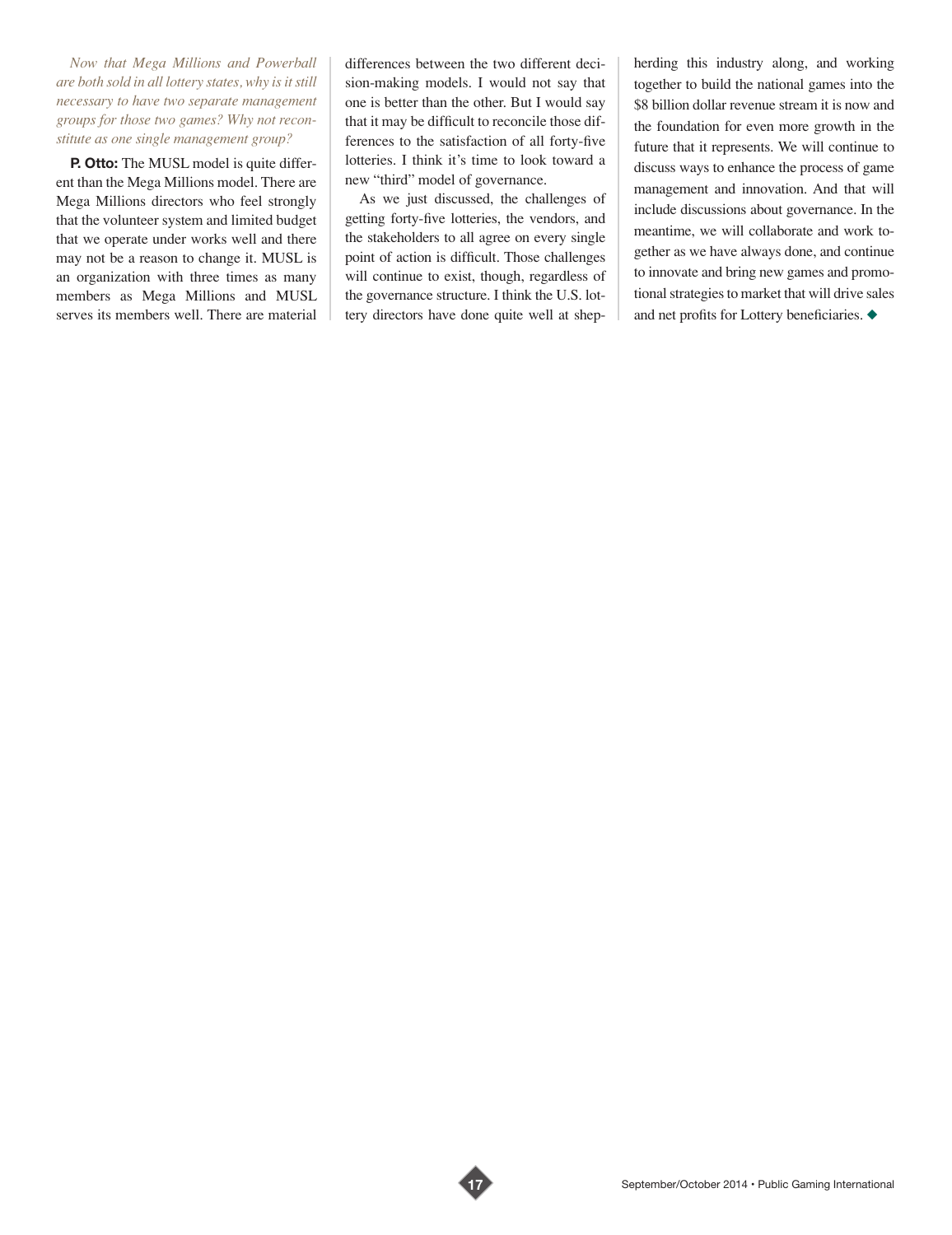*Now that Mega Millions and Powerball are both sold in all lottery states, why is it still necessary to have two separate management groups for those two games? Why not reconstitute as one single management group?*

**P. Otto:** The MUSL model is quite different than the Mega Millions model. There are Mega Millions directors who feel strongly that the volunteer system and limited budget that we operate under works well and there may not be a reason to change it. MUSL is an organization with three times as many members as Mega Millions and MUSL serves its members well. There are material differences between the two different decision-making models. I would not say that one is better than the other. But I would say that it may be difficult to reconcile those differences to the satisfaction of all forty-five lotteries. I think it's time to look toward a new "third" model of governance.

As we just discussed, the challenges of getting forty-five lotteries, the vendors, and the stakeholders to all agree on every single point of action is difficult. Those challenges will continue to exist, though, regardless of the governance structure. I think the U.S. lottery directors have done quite well at shepherding this industry along, and working together to build the national games into the $8 billion dollar revenue stream it is now and the foundation for even more growth in the future that it represents. We will continue to discuss ways to enhance the process of game management and innovation. And that will include discussions about governance. In the meantime, we will collaborate and work together as we have always done, and continue to innovate and bring new games and promotional strategies to market that will drive sales and net profits for Lottery beneficiaries. ◆